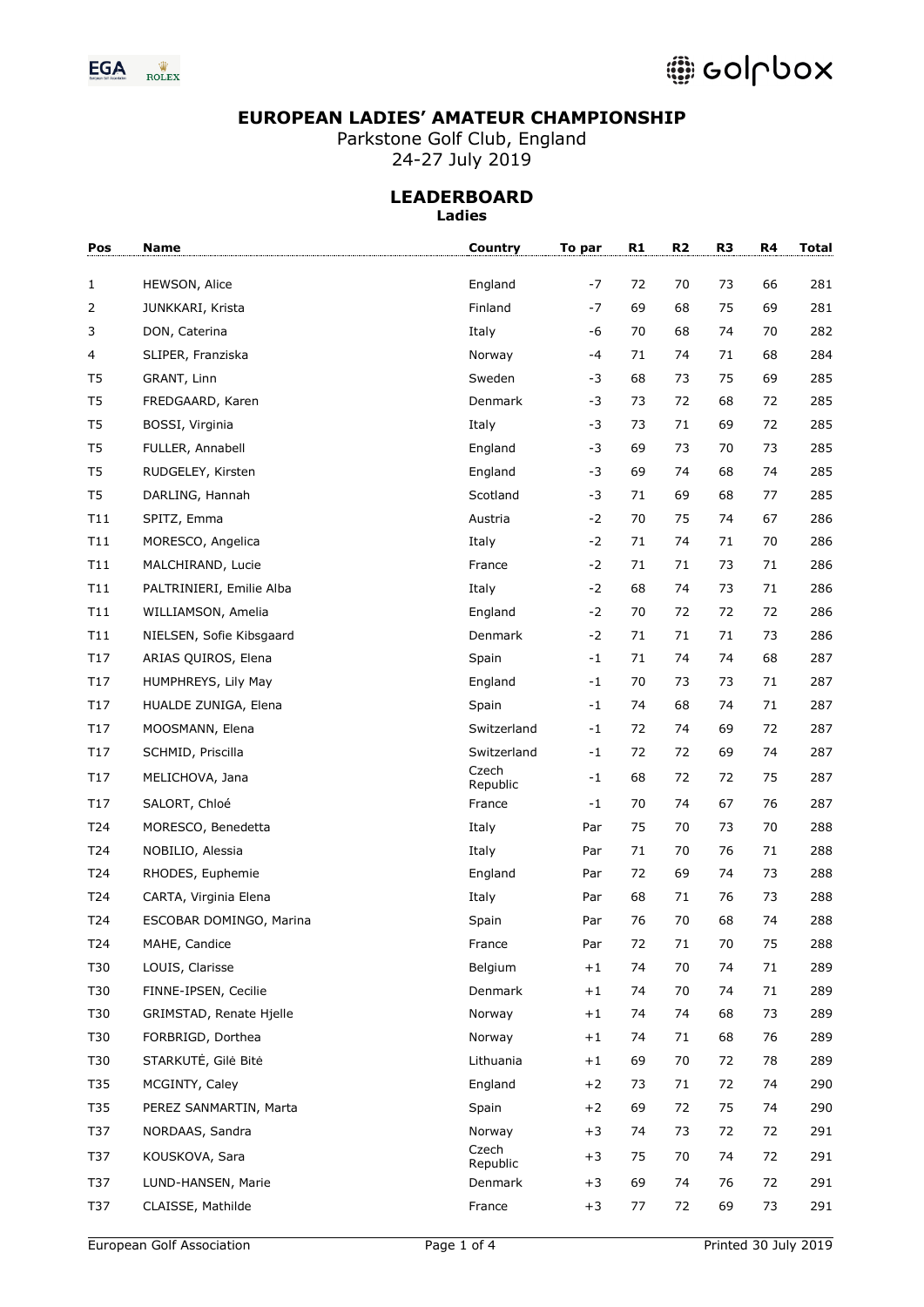# EUROPEAN LADIES' AMATEUR CHAMPIONSHIP

Parkstone Golf Club, England
24-27 July 2019

## LEADERBOARD

**Ladies**

| Pos | Name | Country | To par | R1 | R2 | R3 | R4 | Total |
|---|---|---|---|---|---|---|---|---|
| 1 | HEWSON, Alice | England | -7 | 72 | 70 | 73 | 66 | 281 |
| 2 | JUNKKARI, Krista | Finland | -7 | 69 | 68 | 75 | 69 | 281 |
| 3 | DON, Caterina | Italy | -6 | 70 | 68 | 74 | 70 | 282 |
| 4 | SLIPER, Franziska | Norway | -4 | 71 | 74 | 71 | 68 | 284 |
| T5 | GRANT, Linn | Sweden | -3 | 68 | 73 | 75 | 69 | 285 |
| T5 | FREDGAARD, Karen | Denmark | -3 | 73 | 72 | 68 | 72 | 285 |
| T5 | BOSSI, Virginia | Italy | -3 | 73 | 71 | 69 | 72 | 285 |
| T5 | FULLER, Annabell | England | -3 | 69 | 73 | 70 | 73 | 285 |
| T5 | RUDGELEY, Kirsten | England | -3 | 69 | 74 | 68 | 74 | 285 |
| T5 | DARLING, Hannah | Scotland | -3 | 71 | 69 | 68 | 77 | 285 |
| T11 | SPITZ, Emma | Austria | -2 | 70 | 75 | 74 | 67 | 286 |
| T11 | MORESCO, Angelica | Italy | -2 | 71 | 74 | 71 | 70 | 286 |
| T11 | MALCHIRAND, Lucie | France | -2 | 71 | 71 | 73 | 71 | 286 |
| T11 | PALTRINIERI, Emilie Alba | Italy | -2 | 68 | 74 | 73 | 71 | 286 |
| T11 | WILLIAMSON, Amelia | England | -2 | 70 | 72 | 72 | 72 | 286 |
| T11 | NIELSEN, Sofie Kibsgaard | Denmark | -2 | 71 | 71 | 71 | 73 | 286 |
| T17 | ARIAS QUIROS, Elena | Spain | -1 | 71 | 74 | 74 | 68 | 287 |
| T17 | HUMPHREYS, Lily May | England | -1 | 70 | 73 | 73 | 71 | 287 |
| T17 | HUALDE ZUNIGA, Elena | Spain | -1 | 74 | 68 | 74 | 71 | 287 |
| T17 | MOOSMANN, Elena | Switzerland | -1 | 72 | 74 | 69 | 72 | 287 |
| T17 | SCHMID, Priscilla | Switzerland | -1 | 72 | 72 | 69 | 74 | 287 |
| T17 | MELICHOVA, Jana | Czech Republic | -1 | 68 | 72 | 72 | 75 | 287 |
| T17 | SALORT, Chloé | France | -1 | 70 | 74 | 67 | 76 | 287 |
| T24 | MORESCO, Benedetta | Italy | Par | 75 | 70 | 73 | 70 | 288 |
| T24 | NOBILIO, Alessia | Italy | Par | 71 | 70 | 76 | 71 | 288 |
| T24 | RHODES, Euphemie | England | Par | 72 | 69 | 74 | 73 | 288 |
| T24 | CARTA, Virginia Elena | Italy | Par | 68 | 71 | 76 | 73 | 288 |
| T24 | ESCOBAR DOMINGO, Marina | Spain | Par | 76 | 70 | 68 | 74 | 288 |
| T24 | MAHE, Candice | France | Par | 72 | 71 | 70 | 75 | 288 |
| T30 | LOUIS, Clarisse | Belgium | +1 | 74 | 70 | 74 | 71 | 289 |
| T30 | FINNE-IPSEN, Cecilie | Denmark | +1 | 74 | 70 | 74 | 71 | 289 |
| T30 | GRIMSTAD, Renate Hjelle | Norway | +1 | 74 | 74 | 68 | 73 | 289 |
| T30 | FORBRIGD, Dorthea | Norway | +1 | 74 | 71 | 68 | 76 | 289 |
| T30 | STARKUTĖ, Gilė Bitė | Lithuania | +1 | 69 | 70 | 72 | 78 | 289 |
| T35 | MCGINTY, Caley | England | +2 | 73 | 71 | 72 | 74 | 290 |
| T35 | PEREZ SANMARTIN, Marta | Spain | +2 | 69 | 72 | 75 | 74 | 290 |
| T37 | NORDAAS, Sandra | Norway | +3 | 74 | 73 | 72 | 72 | 291 |
| T37 | KOUSKOVA, Sara | Czech Republic | +3 | 75 | 70 | 74 | 72 | 291 |
| T37 | LUND-HANSEN, Marie | Denmark | +3 | 69 | 74 | 76 | 72 | 291 |
| T37 | CLAISSE, Mathilde | France | +3 | 77 | 72 | 69 | 73 | 291 |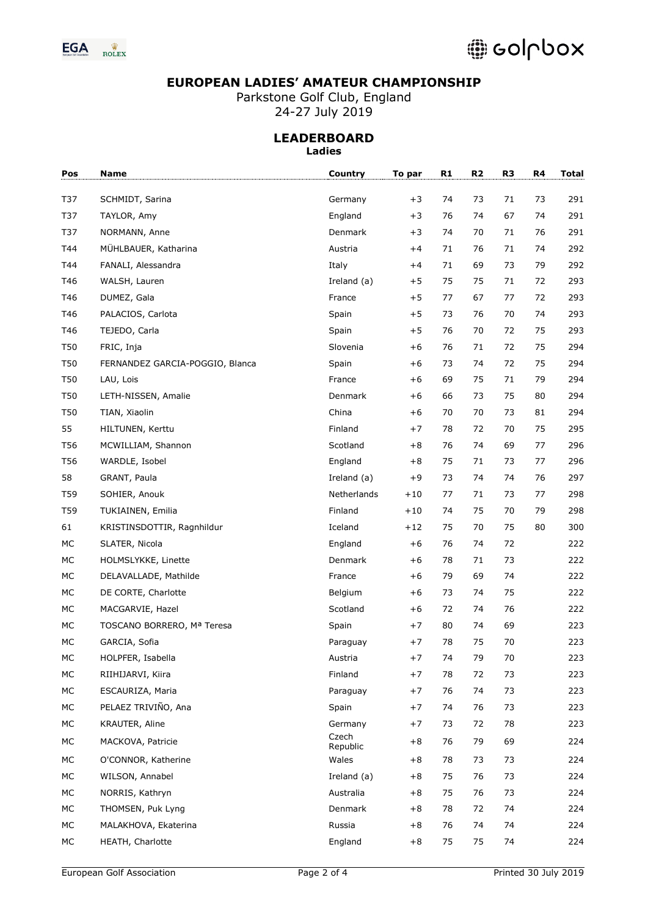# EUROPEAN LADIES' AMATEUR CHAMPIONSHIP

Parkstone Golf Club, England
24-27 July 2019

## LEADERBOARD

**Ladies**

| Pos | Name | Country | To par | R1 | R2 | R3 | R4 | Total |
|---|---|---|---|---|---|---|---|---|
| T37 | SCHMIDT, Sarina | Germany | +3 | 74 | 73 | 71 | 73 | 291 |
| T37 | TAYLOR, Amy | England | +3 | 76 | 74 | 67 | 74 | 291 |
| T37 | NORMANN, Anne | Denmark | +3 | 74 | 70 | 71 | 76 | 291 |
| T44 | MÜHLBAUER, Katharina | Austria | +4 | 71 | 76 | 71 | 74 | 292 |
| T44 | FANALI, Alessandra | Italy | +4 | 71 | 69 | 73 | 79 | 292 |
| T46 | WALSH, Lauren | Ireland (a) | +5 | 75 | 75 | 71 | 72 | 293 |
| T46 | DUMEZ, Gala | France | +5 | 77 | 67 | 77 | 72 | 293 |
| T46 | PALACIOS, Carlota | Spain | +5 | 73 | 76 | 70 | 74 | 293 |
| T46 | TEJEDO, Carla | Spain | +5 | 76 | 70 | 72 | 75 | 293 |
| T50 | FRIC, Inja | Slovenia | +6 | 76 | 71 | 72 | 75 | 294 |
| T50 | FERNANDEZ GARCIA-POGGIO, Blanca | Spain | +6 | 73 | 74 | 72 | 75 | 294 |
| T50 | LAU, Lois | France | +6 | 69 | 75 | 71 | 79 | 294 |
| T50 | LETH-NISSEN, Amalie | Denmark | +6 | 66 | 73 | 75 | 80 | 294 |
| T50 | TIAN, Xiaolin | China | +6 | 70 | 70 | 73 | 81 | 294 |
| 55 | HILTUNEN, Kerttu | Finland | +7 | 78 | 72 | 70 | 75 | 295 |
| T56 | MCWILLIAM, Shannon | Scotland | +8 | 76 | 74 | 69 | 77 | 296 |
| T56 | WARDLE, Isobel | England | +8 | 75 | 71 | 73 | 77 | 296 |
| 58 | GRANT, Paula | Ireland (a) | +9 | 73 | 74 | 74 | 76 | 297 |
| T59 | SOHIER, Anouk | Netherlands | +10 | 77 | 71 | 73 | 77 | 298 |
| T59 | TUKIAINEN, Emilia | Finland | +10 | 74 | 75 | 70 | 79 | 298 |
| 61 | KRISTINSDOTTIR, Ragnhildur | Iceland | +12 | 75 | 70 | 75 | 80 | 300 |
| MC | SLATER, Nicola | England | +6 | 76 | 74 | 72 | | 222 |
| MC | HOLMSLYKKE, Linette | Denmark | +6 | 78 | 71 | 73 | | 222 |
| MC | DELAVALLADE, Mathilde | France | +6 | 79 | 69 | 74 | | 222 |
| MC | DE CORTE, Charlotte | Belgium | +6 | 73 | 74 | 75 | | 222 |
| MC | MACGARVIE, Hazel | Scotland | +6 | 72 | 74 | 76 | | 222 |
| MC | TOSCANO BORRERO, Mª Teresa | Spain | +7 | 80 | 74 | 69 | | 223 |
| MC | GARCIA, Sofia | Paraguay | +7 | 78 | 75 | 70 | | 223 |
| MC | HOLPFER, Isabella | Austria | +7 | 74 | 79 | 70 | | 223 |
| MC | RIIHIJARVI, Kiira | Finland | +7 | 78 | 72 | 73 | | 223 |
| MC | ESCAURIZA, Maria | Paraguay | +7 | 76 | 74 | 73 | | 223 |
| MC | PELAEZ TRIVIÑO, Ana | Spain | +7 | 74 | 76 | 73 | | 223 |
| MC | KRAUTER, Aline | Germany | +7 | 73 | 72 | 78 | | 223 |
| MC | MACKOVA, Patricie | Czech Republic | +8 | 76 | 79 | 69 | | 224 |
| MC | O'CONNOR, Katherine | Wales | +8 | 78 | 73 | 73 | | 224 |
| MC | WILSON, Annabel | Ireland (a) | +8 | 75 | 76 | 73 | | 224 |
| MC | NORRIS, Kathryn | Australia | +8 | 75 | 76 | 73 | | 224 |
| MC | THOMSEN, Puk Lyng | Denmark | +8 | 78 | 72 | 74 | | 224 |
| MC | MALAKHOVA, Ekaterina | Russia | +8 | 76 | 74 | 74 | | 224 |
| MC | HEATH, Charlotte | England | +8 | 75 | 75 | 74 | | 224 |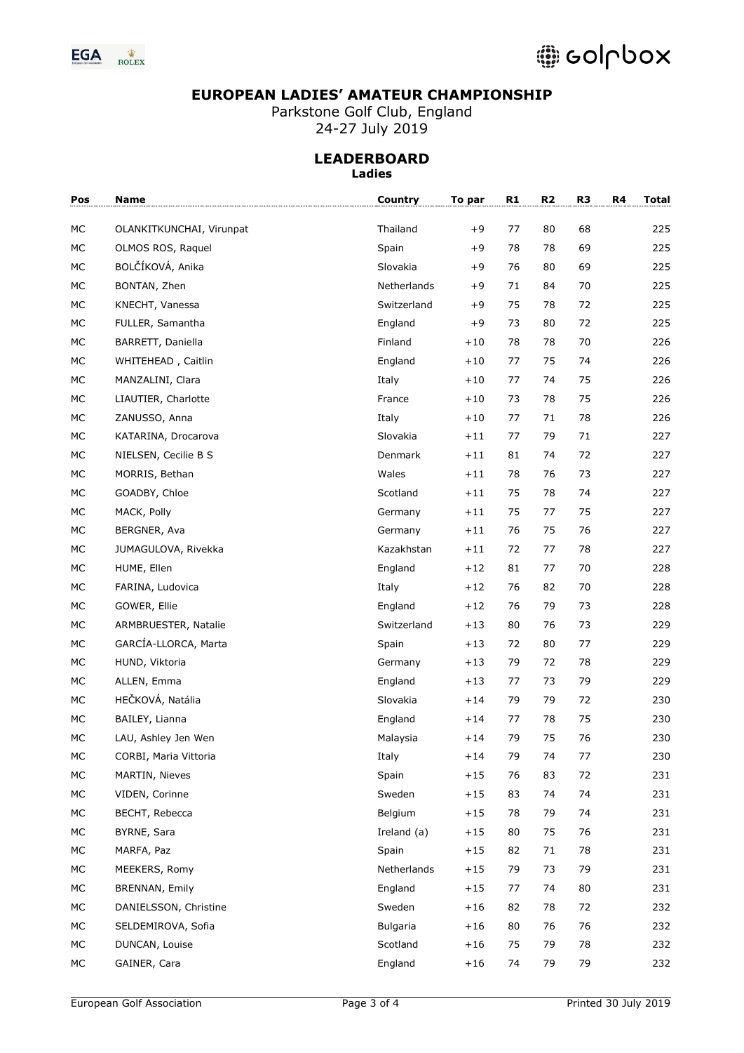**EUROPEAN LADIES' AMATEUR CHAMPIONSHIP**

Parkstone Golf Club, England

24-27 July 2019

## LEADERBOARD

**Ladies**

| Pos | Name | Country | To par | R1 | R2 | R3 | R4 | Total |
|---|---|---|---|---|---|---|---|---|
| MC | OLANKITKUNCHAI, Virunpat | Thailand | +9 | 77 | 80 | 68 | | 225 |
| MC | OLMOS ROS, Raquel | Spain | +9 | 78 | 78 | 69 | | 225 |
| MC | BOLČÍKOVÁ, Anika | Slovakia | +9 | 76 | 80 | 69 | | 225 |
| MC | BONTAN, Zhen | Netherlands | +9 | 71 | 84 | 70 | | 225 |
| MC | KNECHT, Vanessa | Switzerland | +9 | 75 | 78 | 72 | | 225 |
| MC | FULLER, Samantha | England | +9 | 73 | 80 | 72 | | 225 |
| MC | BARRETT, Daniella | Finland | +10 | 78 | 78 | 70 | | 226 |
| MC | WHITEHEAD , Caitlin | England | +10 | 77 | 75 | 74 | | 226 |
| MC | MANZALINI, Clara | Italy | +10 | 77 | 74 | 75 | | 226 |
| MC | LIAUTIER, Charlotte | France | +10 | 73 | 78 | 75 | | 226 |
| MC | ZANUSSO, Anna | Italy | +10 | 77 | 71 | 78 | | 226 |
| MC | KATARINA, Drocarova | Slovakia | +11 | 77 | 79 | 71 | | 227 |
| MC | NIELSEN, Cecilie B S | Denmark | +11 | 81 | 74 | 72 | | 227 |
| MC | MORRIS, Bethan | Wales | +11 | 78 | 76 | 73 | | 227 |
| MC | GOADBY, Chloe | Scotland | +11 | 75 | 78 | 74 | | 227 |
| MC | MACK, Polly | Germany | +11 | 75 | 77 | 75 | | 227 |
| MC | BERGNER, Ava | Germany | +11 | 76 | 75 | 76 | | 227 |
| MC | JUMAGULOVA, Rivekka | Kazakhstan | +11 | 72 | 77 | 78 | | 227 |
| MC | HUME, Ellen | England | +12 | 81 | 77 | 70 | | 228 |
| MC | FARINA, Ludovica | Italy | +12 | 76 | 82 | 70 | | 228 |
| MC | GOWER, Ellie | England | +12 | 76 | 79 | 73 | | 228 |
| MC | ARMBRUESTER, Natalie | Switzerland | +13 | 80 | 76 | 73 | | 229 |
| MC | GARCÍA-LLORCA, Marta | Spain | +13 | 72 | 80 | 77 | | 229 |
| MC | HUND, Viktoria | Germany | +13 | 79 | 72 | 78 | | 229 |
| MC | ALLEN, Emma | England | +13 | 77 | 73 | 79 | | 229 |
| MC | HEČKOVÁ, Natália | Slovakia | +14 | 79 | 79 | 72 | | 230 |
| MC | BAILEY, Lianna | England | +14 | 77 | 78 | 75 | | 230 |
| MC | LAU, Ashley Jen Wen | Malaysia | +14 | 79 | 75 | 76 | | 230 |
| MC | CORBI, Maria Vittoria | Italy | +14 | 79 | 74 | 77 | | 230 |
| MC | MARTIN, Nieves | Spain | +15 | 76 | 83 | 72 | | 231 |
| MC | VIDEN, Corinne | Sweden | +15 | 83 | 74 | 74 | | 231 |
| MC | BECHT, Rebecca | Belgium | +15 | 78 | 79 | 74 | | 231 |
| MC | BYRNE, Sara | Ireland (a) | +15 | 80 | 75 | 76 | | 231 |
| MC | MARFA, Paz | Spain | +15 | 82 | 71 | 78 | | 231 |
| MC | MEEKERS, Romy | Netherlands | +15 | 79 | 73 | 79 | | 231 |
| MC | BRENNAN, Emily | England | +15 | 77 | 74 | 80 | | 231 |
| MC | DANIELSSON, Christine | Sweden | +16 | 82 | 78 | 72 | | 232 |
| MC | SELDEMIROVA, Sofia | Bulgaria | +16 | 80 | 76 | 76 | | 232 |
| MC | DUNCAN, Louise | Scotland | +16 | 75 | 79 | 78 | | 232 |
| MC | GAINER, Cara | England | +16 | 74 | 79 | 79 | | 232 |

European Golf Association | Printed 30 July 2019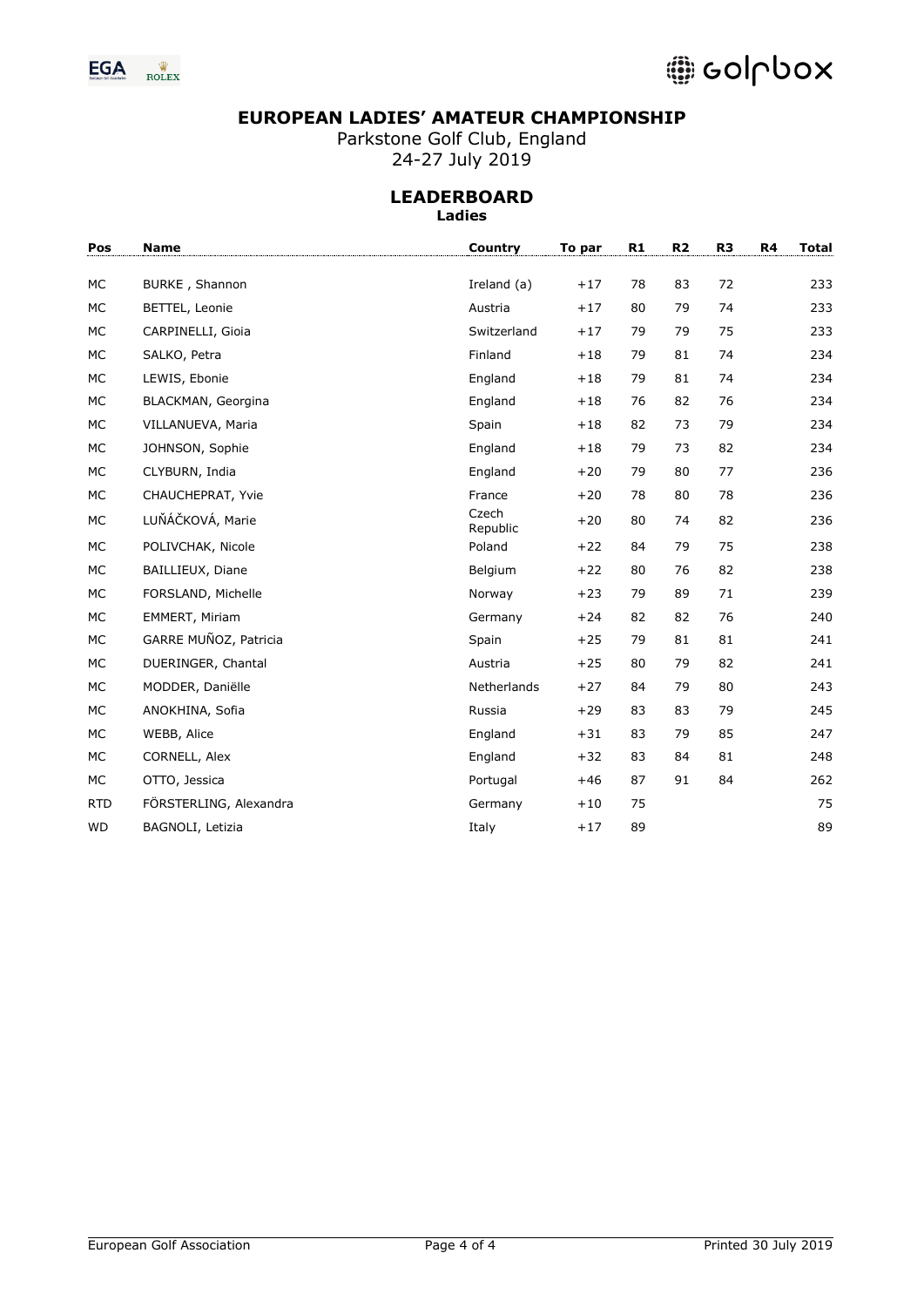# EUROPEAN LADIES' AMATEUR CHAMPIONSHIP

Parkstone Golf Club, England
24-27 July 2019

## LEADERBOARD

**Ladies**

| Pos | Name | Country | To par | R1 | R2 | R3 | R4 | Total |
|---|---|---|---|---|---|---|---|---|
| MC | BURKE , Shannon | Ireland (a) | +17 | 78 | 83 | 72 | | 233 |
| MC | BETTEL, Leonie | Austria | +17 | 80 | 79 | 74 | | 233 |
| MC | CARPINELLI, Gioia | Switzerland | +17 | 79 | 79 | 75 | | 233 |
| MC | SALKO, Petra | Finland | +18 | 79 | 81 | 74 | | 234 |
| MC | LEWIS, Ebonie | England | +18 | 79 | 81 | 74 | | 234 |
| MC | BLACKMAN, Georgina | England | +18 | 76 | 82 | 76 | | 234 |
| MC | VILLANUEVA, Maria | Spain | +18 | 82 | 73 | 79 | | 234 |
| MC | JOHNSON, Sophie | England | +18 | 79 | 73 | 82 | | 234 |
| MC | CLYBURN, India | England | +20 | 79 | 80 | 77 | | 236 |
| MC | CHAUCHEPRAT, Yvie | France | +20 | 78 | 80 | 78 | | 236 |
| MC | LUŇÁČKOVÁ, Marie | Czech Republic | +20 | 80 | 74 | 82 | | 236 |
| MC | POLIVCHAK, Nicole | Poland | +22 | 84 | 79 | 75 | | 238 |
| MC | BAILLIEUX, Diane | Belgium | +22 | 80 | 76 | 82 | | 238 |
| MC | FORSLAND, Michelle | Norway | +23 | 79 | 89 | 71 | | 239 |
| MC | EMMERT, Miriam | Germany | +24 | 82 | 82 | 76 | | 240 |
| MC | GARRE MUÑOZ, Patricia | Spain | +25 | 79 | 81 | 81 | | 241 |
| MC | DUERINGER, Chantal | Austria | +25 | 80 | 79 | 82 | | 241 |
| MC | MODDER, Daniëlle | Netherlands | +27 | 84 | 79 | 80 | | 243 |
| MC | ANOKHINA, Sofia | Russia | +29 | 83 | 83 | 79 | | 245 |
| MC | WEBB, Alice | England | +31 | 83 | 79 | 85 | | 247 |
| MC | CORNELL, Alex | England | +32 | 83 | 84 | 81 | | 248 |
| MC | OTTO, Jessica | Portugal | +46 | 87 | 91 | 84 | | 262 |
| RTD | FÖRSTERLING, Alexandra | Germany | +10 | 75 | | | | 75 |
| WD | BAGNOLI, Letizia | Italy | +17 | 89 | | | | 89 |

European Golf Association | Printed 30 July 2019